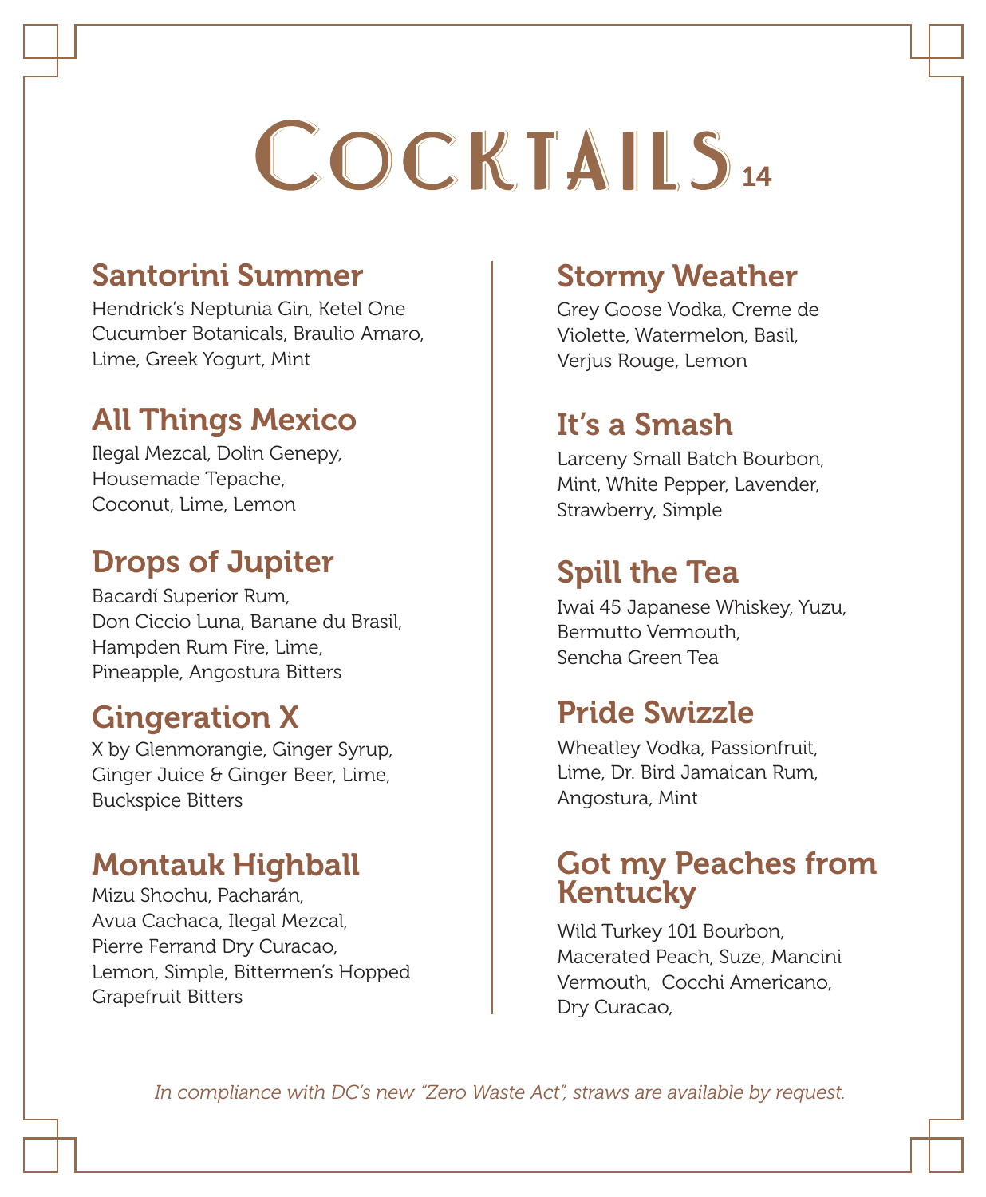# Cocktails 14

## Santorini Summer

Hendrick's Neptunia Gin, Ketel One Cucumber Botanicals, Braulio Amaro, Lime, Greek Yogurt, Mint

## All Things Mexico

Ilegal Mezcal, Dolin Genepy, Housemade Tepache, Coconut, Lime, Lemon

## Drops of Jupiter

Bacardí Superior Rum, Don Ciccio Luna, Banane du Brasil, Hampden Rum Fire, Lime, Pineapple, Angostura Bitters

## Gingeration X

X by Glenmorangie, Ginger Syrup, Ginger Juice & Ginger Beer, Lime, Buckspice Bitters

## Montauk Highball

Mizu Shochu, Pacharán, Avua Cachaca, Ilegal Mezcal, Pierre Ferrand Dry Curacao, Lemon, Simple, Bittermen's Hopped Grapefruit Bitters

## Stormy Weather

Grey Goose Vodka, Creme de Violette, Watermelon, Basil, Verjus Rouge, Lemon

## It's a Smash

Larceny Small Batch Bourbon, Mint, White Pepper, Lavender, Strawberry, Simple

## Spill the Tea

Iwai 45 Japanese Whiskey, Yuzu, Bermutto Vermouth, Sencha Green Tea

## Pride Swizzle

Wheatley Vodka, Passionfruit, Lime, Dr. Bird Jamaican Rum, Angostura, Mint

## Got my Peaches from Kentucky

Wild Turkey 101 Bourbon, Macerated Peach, Suze, Mancini Vermouth, Cocchi Americano, Dry Curacao,

*In compliance with DC's new "Zero Waste Act", straws are available by request.*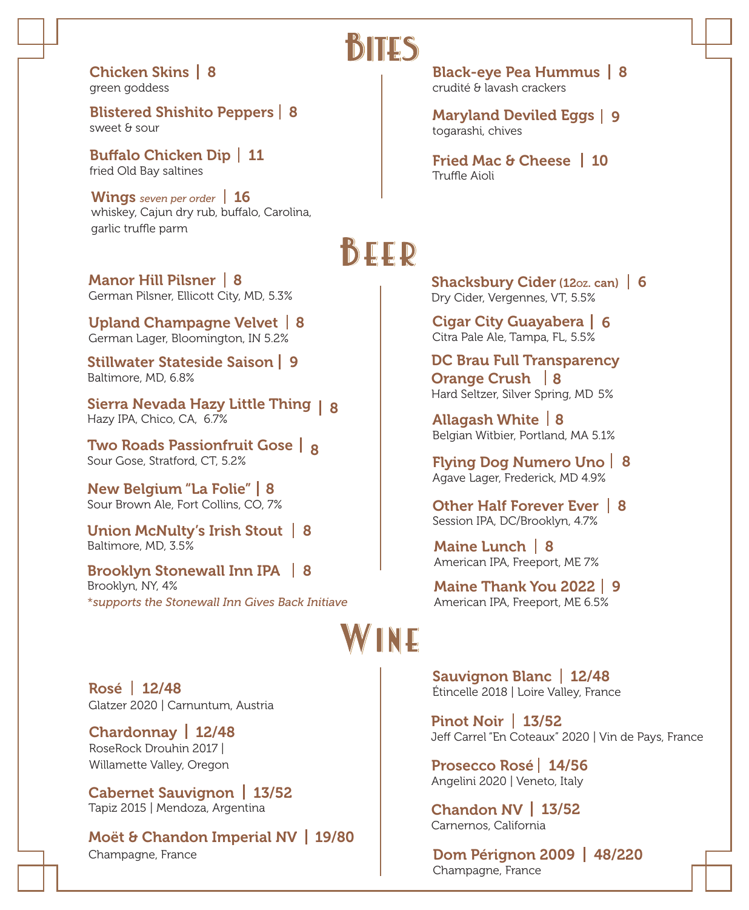# BITES

**Chicken Skins | 8**
green goddess

**Blistered Shishito Peppers | 8**
sweet & sour

**Buffalo Chicken Dip | 11**
fried Old Bay saltines

**Wings** *seven per order* **| 16**
whiskey, Cajun dry rub, buffalo, Carolina, garlic truffle parm

**Black-eye Pea Hummus | 8**
crudité & lavash crackers

**Maryland Deviled Eggs | 9**
togarashi, chives

**Fried Mac & Cheese | 10**
Truffle Aioli

# BEER

**Manor Hill Pilsner | 8**
German Pilsner, Ellicott City, MD, 5.3%

**Upland Champagne Velvet | 8**
German Lager, Bloomington, IN 5.2%

**Stillwater Stateside Saison | 9**
Baltimore, MD, 6.8%

**Sierra Nevada Hazy Little Thing | 8**
Hazy IPA, Chico, CA, 6.7%

**Two Roads Passionfruit Gose | 8**
Sour Gose, Stratford, CT, 5.2%

**New Belgium "La Folie" | 8**
Sour Brown Ale, Fort Collins, CO, 7%

**Union McNulty's Irish Stout | 8**
Baltimore, MD, 3.5%

**Brooklyn Stonewall Inn IPA | 8**
Brooklyn, NY, 4%
*\*supports the Stonewall Inn Gives Back Initiave*

**Shacksbury Cider (12oz. can) | 6**
Dry Cider, Vergennes, VT, 5.5%

**Cigar City Guayabera | 6**
Citra Pale Ale, Tampa, FL, 5.5%

**DC Brau Full Transparency Orange Crush | 8**
Hard Seltzer, Silver Spring, MD 5%

**Allagash White | 8**
Belgian Witbier, Portland, MA 5.1%

**Flying Dog Numero Uno | 8**
Agave Lager, Frederick, MD 4.9%

**Other Half Forever Ever | 8**
Session IPA, DC/Brooklyn, 4.7%

**Maine Lunch | 8**
American IPA, Freeport, ME 7%

**Maine Thank You 2022 | 9**
American IPA, Freeport, ME 6.5%

# WINE

**Rosé | 12/48**
Glatzer 2020 | Carnuntum, Austria

**Chardonnay | 12/48**
RoseRock Drouhin 2017 | Willamette Valley, Oregon

**Cabernet Sauvignon | 13/52**
Tapiz 2015 | Mendoza, Argentina

**Moët & Chandon Imperial NV | 19/80**
Champagne, France

**Sauvignon Blanc | 12/48**
Étincelle 2018 | Loire Valley, France

**Pinot Noir | 13/52**
Jeff Carrel "En Coteaux" 2020 | Vin de Pays, France

**Prosecco Rosé | 14/56**
Angelini 2020 | Veneto, Italy

**Chandon NV | 13/52**
Carnernos, California

**Dom Pérignon 2009 | 48/220**
Champagne, France